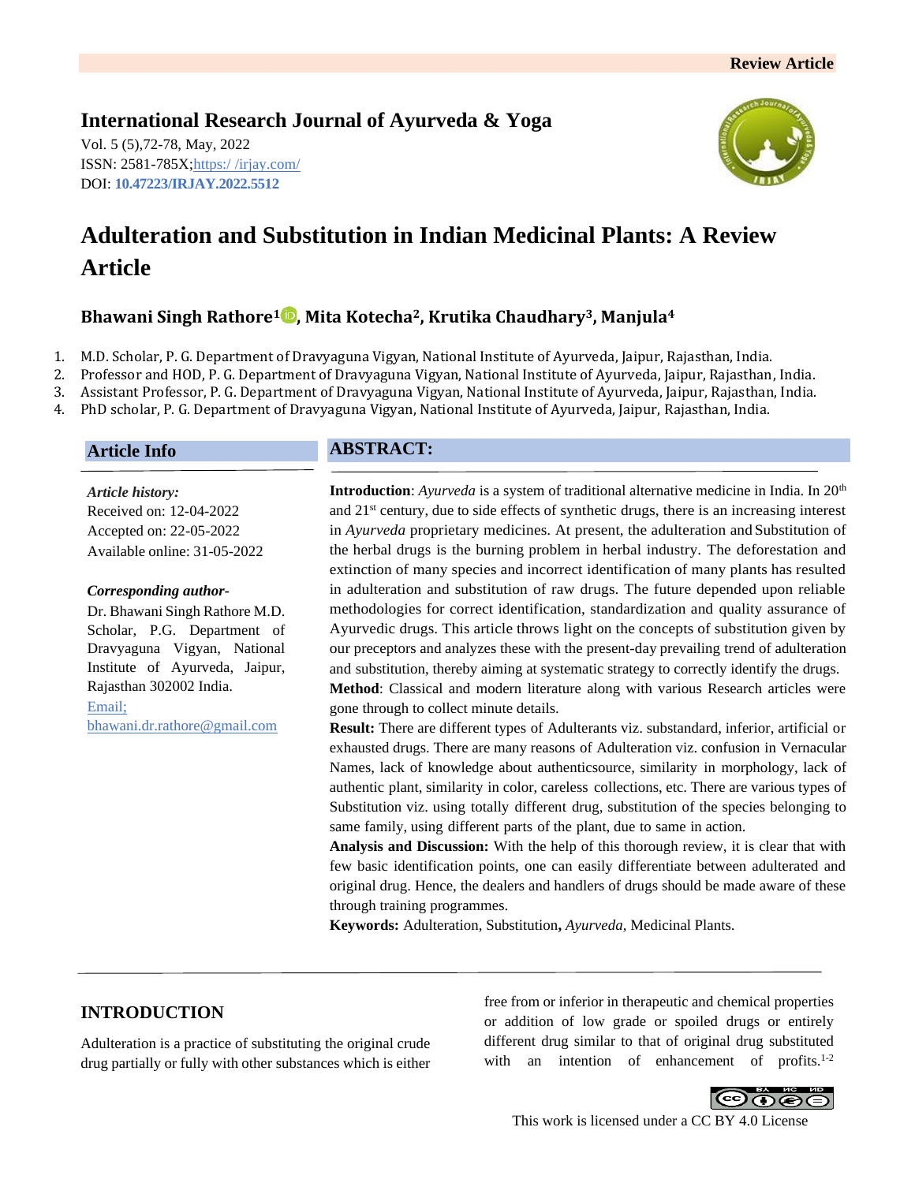Review Article

**International Research Journal of Ayurveda & Yoga**

Vol. 5 (5),72-78, May, 2022
ISSN: 2581-785X; https:/ /irjay.com/
DOI: **10.47223/IRJAY.2022.5512**

# Adulteration and Substitution in Indian Medicinal Plants: A Review Article

**Bhawani Singh Rathore[1], Mita Kotecha[2], Krutika Chaudhary[3], Manjula[4]**

1. M.D. Scholar, P. G. Department of Dravyaguna Vigyan, National Institute of Ayurveda, Jaipur, Rajasthan, India.
2. Professor and HOD, P. G. Department of Dravyaguna Vigyan, National Institute of Ayurveda, Jaipur, Rajasthan, India.
3. Assistant Professor, P. G. Department of Dravyaguna Vigyan, National Institute of Ayurveda, Jaipur, Rajasthan, India.
4. PhD scholar, P. G. Department of Dravyaguna Vigyan, National Institute of Ayurveda, Jaipur, Rajasthan, India.

## Article Info

***Article history:***

Received on: 12-04-2022
Accepted on: 22-05-2022
Available online: 31-05-2022

***Corresponding author-***

Dr. Bhawani Singh Rathore M.D. Scholar, P.G. Department of Dravyaguna Vigyan, National Institute of Ayurveda, Jaipur, Rajasthan 302002 India.
Email; bhawani.dr.rathore@gmail.com

## ABSTRACT:

**Introduction**: *Ayurveda* is a system of traditional alternative medicine in India. In 20th and 21st century, due to side effects of synthetic drugs, there is an increasing interest in *Ayurveda* proprietary medicines. At present, the adulteration and Substitution of the herbal drugs is the burning problem in herbal industry. The deforestation and extinction of many species and incorrect identification of many plants has resulted in adulteration and substitution of raw drugs. The future depended upon reliable methodologies for correct identification, standardization and quality assurance of Ayurvedic drugs. This article throws light on the concepts of substitution given by our preceptors and analyzes these with the present-day prevailing trend of adulteration and substitution, thereby aiming at systematic strategy to correctly identify the drugs.

**Method**: Classical and modern literature along with various Research articles were gone through to collect minute details.

**Result:** There are different types of Adulterants viz. substandard, inferior, artificial or exhausted drugs. There are many reasons of Adulteration viz. confusion in Vernacular Names, lack of knowledge about authenticsource, similarity in morphology, lack of authentic plant, similarity in color, careless collections, etc. There are various types of Substitution viz. using totally different drug, substitution of the species belonging to same family, using different parts of the plant, due to same in action.

**Analysis and Discussion:** With the help of this thorough review, it is clear that with few basic identification points, one can easily differentiate between adulterated and original drug. Hence, the dealers and handlers of drugs should be made aware of these through training programmes.

**Keywords:** Adulteration, Substitution**,** *Ayurveda,* Medicinal Plants.

## INTRODUCTION

Adulteration is a practice of substituting the original crude drug partially or fully with other substances which is either free from or inferior in therapeutic and chemical properties or addition of low grade or spoiled drugs or entirely different drug similar to that of original drug substituted with an intention of enhancement of profits.[1-2]

This work is licensed under a CC BY 4.0 License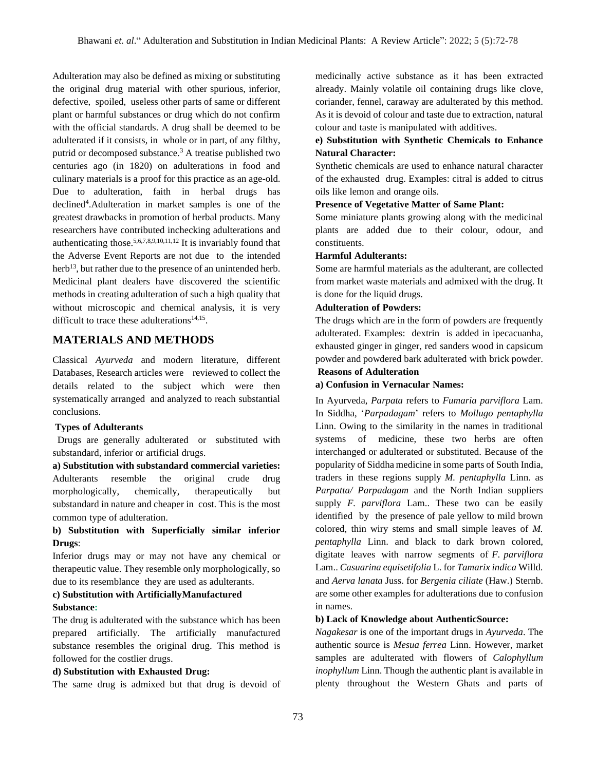Adulteration may also be defined as mixing or substituting the original drug material with other spurious, inferior, defective, spoiled, useless other parts of same or different plant or harmful substances or drug which do not confirm with the official standards. A drug shall be deemed to be adulterated if it consists, in whole or in part, of any filthy, putrid or decomposed substance.[3] A treatise published two centuries ago (in 1820) on adulterations in food and culinary materials is a proof for this practice as an age-old. Due to adulteration, faith in herbal drugs has declined[4].Adulteration in market samples is one of the greatest drawbacks in promotion of herbal products. Many researchers have contributed inchecking adulterations and authenticating those.[5,6,7,8,9,10,11,12] It is invariably found that the Adverse Event Reports are not due to the intended herb[13], but rather due to the presence of an unintended herb. Medicinal plant dealers have discovered the scientific methods in creating adulteration of such a high quality that without microscopic and chemical analysis, it is very difficult to trace these adulterations[14,15].

## MATERIALS AND METHODS

Classical *Ayurveda* and modern literature, different Databases, Research articles were reviewed to collect the details related to the subject which were then systematically arranged and analyzed to reach substantial conclusions.

**Types of Adulterants**

Drugs are generally adulterated or substituted with substandard, inferior or artificial drugs.

**a) Substitution with substandard commercial varieties:**

Adulterants resemble the original crude drug morphologically, chemically, therapeutically but substandard in nature and cheaper in cost. This is the most common type of adulteration.

**b) Substitution with Superficially similar inferior Drugs**:

Inferior drugs may or may not have any chemical or therapeutic value. They resemble only morphologically, so due to its resemblance they are used as adulterants.

**c) Substitution with ArtificiallyManufactured Substance:**

The drug is adulterated with the substance which has been prepared artificially. The artificially manufactured substance resembles the original drug. This method is followed for the costlier drugs.

**d) Substitution with Exhausted Drug:**

The same drug is admixed but that drug is devoid of medicinally active substance as it has been extracted already. Mainly volatile oil containing drugs like clove, coriander, fennel, caraway are adulterated by this method. As it is devoid of colour and taste due to extraction, natural colour and taste is manipulated with additives.

**e) Substitution with Synthetic Chemicals to Enhance Natural Character:**

Synthetic chemicals are used to enhance natural character of the exhausted drug. Examples: citral is added to citrus oils like lemon and orange oils.

**Presence of Vegetative Matter of Same Plant:**

Some miniature plants growing along with the medicinal plants are added due to their colour, odour, and constituents.

**Harmful Adulterants:**

Some are harmful materials as the adulterant, are collected from market waste materials and admixed with the drug. It is done for the liquid drugs.

**Adulteration of Powders:**

The drugs which are in the form of powders are frequently adulterated. Examples: dextrin is added in ipecacuanha, exhausted ginger in ginger, red sanders wood in capsicum powder and powdered bark adulterated with brick powder.

**Reasons of Adulteration**

**a) Confusion in Vernacular Names:**

In Ayurveda, *Parpata* refers to *Fumaria parviflora* Lam. In Siddha, '*Parpadagam*' refers to *Mollugo pentaphylla* Linn. Owing to the similarity in the names in traditional systems of medicine, these two herbs are often interchanged or adulterated or substituted. Because of the popularity of Siddha medicine in some parts of South India, traders in these regions supply *M. pentaphylla* Linn. as *Parpatta/ Parpadagam* and the North Indian suppliers supply *F. parviflora* Lam.. These two can be easily identified by the presence of pale yellow to mild brown colored, thin wiry stems and small simple leaves of *M. pentaphylla* Linn. and black to dark brown colored, digitate leaves with narrow segments of *F. parviflora* Lam.. *Casuarina equisetifolia* L. for *Tamarix indica* Willd. and *Aerva lanata* Juss. for *Bergenia ciliate* (Haw.) Sternb. are some other examples for adulterations due to confusion in names.

**b) Lack of Knowledge about AuthenticSource:**

*Nagakesar* is one of the important drugs in *Ayurveda*. The authentic source is *Mesua ferrea* Linn. However, market samples are adulterated with flowers of *Calophyllum inophyllum* Linn. Though the authentic plant is available in plenty throughout the Western Ghats and parts of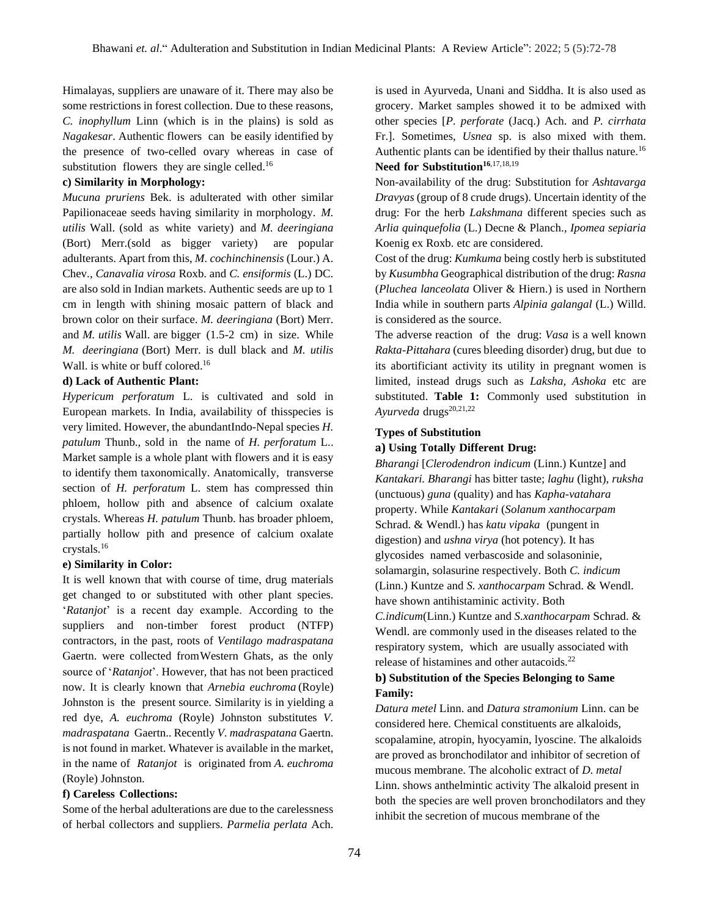Himalayas, suppliers are unaware of it. There may also be some restrictions in forest collection. Due to these reasons, *C. inophyllum* Linn (which is in the plains) is sold as *Nagakesar*. Authentic flowers can be easily identified by the presence of two-celled ovary whereas in case of substitution flowers they are single celled.[16]

**c) Similarity in Morphology:**

*Mucuna pruriens* Bek. is adulterated with other similar Papilionaceae seeds having similarity in morphology. *M. utilis* Wall. (sold as white variety) and *M. deeringiana* (Bort) Merr.(sold as bigger variety) are popular adulterants. Apart from this, *M. cochinchinensis* (Lour.) A. Chev., *Canavalia virosa* Roxb. and *C. ensiformis* (L.) DC. are also sold in Indian markets. Authentic seeds are up to 1 cm in length with shining mosaic pattern of black and brown color on their surface. *M. deeringiana* (Bort) Merr. and *M. utilis* Wall. are bigger (1.5-2 cm) in size. While *M. deeringiana* (Bort) Merr. is dull black and *M. utilis* Wall. is white or buff colored.[16]

**d) Lack of Authentic Plant:**

*Hypericum perforatum* L. is cultivated and sold in European markets. In India, availability of thisspecies is very limited. However, the abundantIndo-Nepal species *H. patulum* Thunb., sold in the name of *H. perforatum* L.. Market sample is a whole plant with flowers and it is easy to identify them taxonomically. Anatomically, transverse section of *H. perforatum* L. stem has compressed thin phloem, hollow pith and absence of calcium oxalate crystals. Whereas *H. patulum* Thunb. has broader phloem, partially hollow pith and presence of calcium oxalate crystals.[16]

**e) Similarity in Color:**

It is well known that with course of time, drug materials get changed to or substituted with other plant species. '*Ratanjot*' is a recent day example. According to the suppliers and non-timber forest product (NTFP) contractors, in the past, roots of *Ventilago madraspatana* Gaertn. were collected fromWestern Ghats, as the only source of '*Ratanjot*'. However, that has not been practiced now. It is clearly known that *Arnebia euchroma* (Royle) Johnston is the present source. Similarity is in yielding a red dye, *A. euchroma* (Royle) Johnston substitutes *V. madraspatana* Gaertn.. Recently *V. madraspatana* Gaertn. is not found in market. Whatever is available in the market, in the name of *Ratanjot* is originated from *A. euchroma* (Royle) Johnston.

**f) Careless Collections:**

Some of the herbal adulterations are due to the carelessness of herbal collectors and suppliers. *Parmelia perlata* Ach. is used in Ayurveda, Unani and Siddha. It is also used as grocery. Market samples showed it to be admixed with other species [*P. perforate* (Jacq.) Ach. and *P. cirrhata* Fr.]. Sometimes, *Usnea* sp. is also mixed with them. Authentic plants can be identified by their thallus nature.[16]

**Need for Substitution**[16,17,18,19]

Non-availability of the drug: Substitution for *Ashtavarga Dravyas* (group of 8 crude drugs). Uncertain identity of the drug: For the herb *Lakshmana* different species such as *Arlia quinquefolia* (L.) Decne & Planch., *Ipomea sepiaria* Koenig ex Roxb. etc are considered.

Cost of the drug: *Kumkuma* being costly herb is substituted by *Kusumbha* Geographical distribution of the drug: *Rasna* (*Pluchea lanceolata* Oliver & Hiern.) is used in Northern India while in southern parts *Alpinia galangal* (L.) Willd. is considered as the source.

The adverse reaction of the drug: *Vasa* is a well known *Rakta-Pittahara* (cures bleeding disorder) drug, but due to its abortificiant activity its utility in pregnant women is limited, instead drugs such as *Laksha, Ashoka* etc are substituted. **Table 1:** Commonly used substitution in *Ayurveda* drugs[20,21,22]

**Types of Substitution**

**a) Using Totally Different Drug:**

*Bharangi* [*Clerodendron indicum* (Linn.) Kuntze] and *Kantakari. Bharangi* has bitter taste; *laghu* (light), *ruksha* (unctuous) *guna* (quality) and has *Kapha-vatahara* property. While *Kantakari* (*Solanum xanthocarpam* Schrad. & Wendl.) has *katu vipaka* (pungent in digestion) and *ushna virya* (hot potency). It has glycosides named verbascoside and solasoninie, solamargin, solasurine respectively. Both *C. indicum* (Linn.) Kuntze and *S. xanthocarpam* Schrad. & Wendl. have shown antihistaminic activity. Both *C.indicum*(Linn.) Kuntze and *S.xanthocarpam* Schrad. & Wendl. are commonly used in the diseases related to the respiratory system, which are usually associated with release of histamines and other autacoids.[22]

**b) Substitution of the Species Belonging to Same Family:**

*Datura metel* Linn. and *Datura stramonium* Linn. can be considered here. Chemical constituents are alkaloids, scopalamine, atropin, hyocyamin, lyoscine. The alkaloids are proved as bronchodilator and inhibitor of secretion of mucous membrane. The alcoholic extract of *D. metal* Linn. shows anthelmintic activity The alkaloid present in both the species are well proven bronchodilators and they inhibit the secretion of mucous membrane of the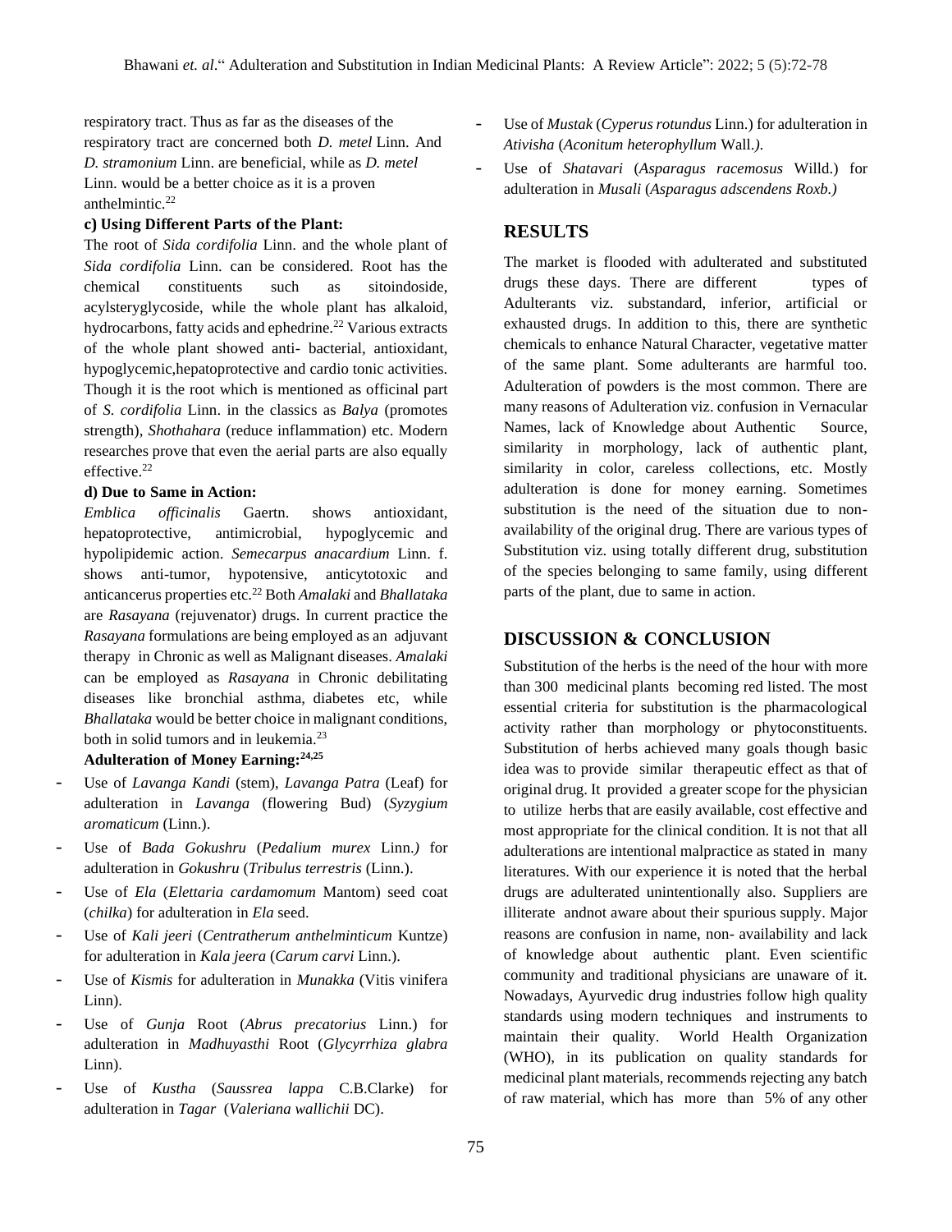respiratory tract. Thus as far as the diseases of the respiratory tract are concerned both *D. metel* Linn. And *D. stramonium* Linn. are beneficial, while as *D. metel* Linn. would be a better choice as it is a proven anthelmintic.[22]

**c) Using Different Parts of the Plant:**

The root of *Sida cordifolia* Linn. and the whole plant of *Sida cordifolia* Linn. can be considered. Root has the chemical constituents such as sitoindoside, acylsterylglycoside, while the whole plant has alkaloid, hydrocarbons, fatty acids and ephedrine.[22] Various extracts of the whole plant showed anti- bacterial, antioxidant, hypoglycemic,hepatoprotective and cardio tonic activities. Though it is the root which is mentioned as officinal part of *S. cordifolia* Linn. in the classics as *Balya* (promotes strength), *Shothahara* (reduce inflammation) etc. Modern researches prove that even the aerial parts are also equally effective.[22]

**d) Due to Same in Action:**

*Emblica officinalis* Gaertn. shows antioxidant, hepatoprotective, antimicrobial, hypoglycemic and hypolipidemic action. *Semecarpus anacardium* Linn. f. shows anti-tumor, hypotensive, anticytotoxic and anticancerus properties etc.[22] Both *Amalaki* and *Bhallataka* are *Rasayana* (rejuvenator) drugs. In current practice the *Rasayana* formulations are being employed as an adjuvant therapy in Chronic as well as Malignant diseases. *Amalaki* can be employed as *Rasayana* in Chronic debilitating diseases like bronchial asthma, diabetes etc, while *Bhallataka* would be better choice in malignant conditions, both in solid tumors and in leukemia.[23]

**Adulteration of Money Earning:[24,25]**

- Use of *Lavanga Kandi* (stem), *Lavanga Patra* (Leaf) for adulteration in *Lavanga* (flowering Bud) (*Syzygium aromaticum* (Linn.).
- Use of *Bada Gokushru* (*Pedalium murex* Linn.*)* for adulteration in *Gokushru* (*Tribulus terrestris* (Linn.).
- Use of *Ela* (*Elettaria cardamomum* Mantom) seed coat (*chilka*) for adulteration in *Ela* seed.
- Use of *Kali jeeri* (*Centratherum anthelminticum* Kuntze) for adulteration in *Kala jeera* (*Carum carvi* Linn.).
- Use of *Kismis* for adulteration in *Munakka* (Vitis vinifera Linn).
- Use of *Gunja* Root (*Abrus precatorius* Linn.) for adulteration in *Madhuyasthi* Root (*Glycyrrhiza glabra* Linn).
- Use of *Kustha* (*Saussrea lappa* C.B.Clarke) for adulteration in *Tagar* (*Valeriana wallichii* DC).
- Use of *Mustak* (*Cyperus rotundus* Linn.) for adulteration in *Ativisha* (*Aconitum heterophyllum* Wall.*)*.
- Use of *Shatavari* (*Asparagus racemosus* Willd.) for adulteration in *Musali* (*Asparagus adscendens Roxb.)*

## RESULTS

The market is flooded with adulterated and substituted drugs these days. There are different types of Adulterants viz. substandard, inferior, artificial or exhausted drugs. In addition to this, there are synthetic chemicals to enhance Natural Character, vegetative matter of the same plant. Some adulterants are harmful too. Adulteration of powders is the most common. There are many reasons of Adulteration viz. confusion in Vernacular Names, lack of Knowledge about Authentic Source, similarity in morphology, lack of authentic plant, similarity in color, careless collections, etc. Mostly adulteration is done for money earning. Sometimes substitution is the need of the situation due to non-availability of the original drug. There are various types of Substitution viz. using totally different drug, substitution of the species belonging to same family, using different parts of the plant, due to same in action.

## DISCUSSION & CONCLUSION

Substitution of the herbs is the need of the hour with more than 300 medicinal plants becoming red listed. The most essential criteria for substitution is the pharmacological activity rather than morphology or phytoconstituents. Substitution of herbs achieved many goals though basic idea was to provide similar therapeutic effect as that of original drug. It provided a greater scope for the physician to utilize herbs that are easily available, cost effective and most appropriate for the clinical condition. It is not that all adulterations are intentional malpractice as stated in many literatures. With our experience it is noted that the herbal drugs are adulterated unintentionally also. Suppliers are illiterate andnot aware about their spurious supply. Major reasons are confusion in name, non- availability and lack of knowledge about authentic plant. Even scientific community and traditional physicians are unaware of it. Nowadays, Ayurvedic drug industries follow high quality standards using modern techniques and instruments to maintain their quality. World Health Organization (WHO), in its publication on quality standards for medicinal plant materials, recommends rejecting any batch of raw material, which has more than 5% of any other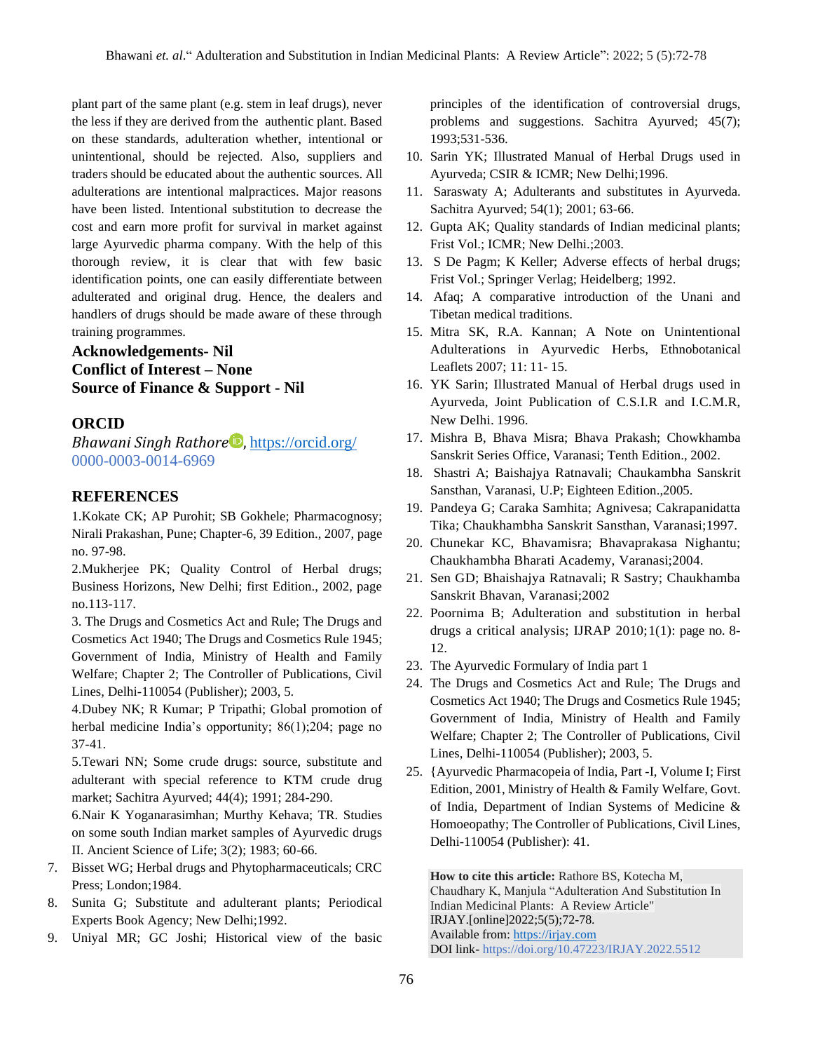plant part of the same plant (e.g. stem in leaf drugs), never the less if they are derived from the authentic plant. Based on these standards, adulteration whether, intentional or unintentional, should be rejected. Also, suppliers and traders should be educated about the authentic sources. All adulterations are intentional malpractices. Major reasons have been listed. Intentional substitution to decrease the cost and earn more profit for survival in market against large Ayurvedic pharma company. With the help of this thorough review, it is clear that with few basic identification points, one can easily differentiate between adulterated and original drug. Hence, the dealers and handlers of drugs should be made aware of these through training programmes.

**Acknowledgements- Nil**
**Conflict of Interest – None**
**Source of Finance & Support - Nil**

## ORCID

*Bhawani Singh Rathore*, https://orcid.org/0000-0003-0014-6969

## REFERENCES

1. Kokate CK; AP Purohit; SB Gokhele; Pharmacognosy; Nirali Prakashan, Pune; Chapter-6, 39 Edition., 2007, page no. 97-98.
2. Mukherjee PK; Quality Control of Herbal drugs; Business Horizons, New Delhi; first Edition., 2002, page no.113-117.
3. The Drugs and Cosmetics Act and Rule; The Drugs and Cosmetics Act 1940; The Drugs and Cosmetics Rule 1945; Government of India, Ministry of Health and Family Welfare; Chapter 2; The Controller of Publications, Civil Lines, Delhi-110054 (Publisher); 2003, 5.
4. Dubey NK; R Kumar; P Tripathi; Global promotion of herbal medicine India's opportunity; 86(1);204; page no 37-41.
5. Tewari NN; Some crude drugs: source, substitute and adulterant with special reference to KTM crude drug market; Sachitra Ayurved; 44(4); 1991; 284-290.
6. Nair K Yoganarasimhan; Murthy Kehava; TR. Studies on some south Indian market samples of Ayurvedic drugs II. Ancient Science of Life; 3(2); 1983; 60-66.
7. Bisset WG; Herbal drugs and Phytopharmaceuticals; CRC Press; London;1984.
8. Sunita G; Substitute and adulterant plants; Periodical Experts Book Agency; New Delhi;1992.
9. Uniyal MR; GC Joshi; Historical view of the basic principles of the identification of controversial drugs, problems and suggestions. Sachitra Ayurved; 45(7); 1993;531-536.
10. Sarin YK; Illustrated Manual of Herbal Drugs used in Ayurveda; CSIR & ICMR; New Delhi;1996.
11. Saraswaty A; Adulterants and substitutes in Ayurveda. Sachitra Ayurved; 54(1); 2001; 63-66.
12. Gupta AK; Quality standards of Indian medicinal plants; Frist Vol.; ICMR; New Delhi.;2003.
13. S De Pagm; K Keller; Adverse effects of herbal drugs; Frist Vol.; Springer Verlag; Heidelberg; 1992.
14. Afaq; A comparative introduction of the Unani and Tibetan medical traditions.
15. Mitra SK, R.A. Kannan; A Note on Unintentional Adulterations in Ayurvedic Herbs, Ethnobotanical Leaflets 2007; 11: 11- 15.
16. YK Sarin; Illustrated Manual of Herbal drugs used in Ayurveda, Joint Publication of C.S.I.R and I.C.M.R, New Delhi. 1996.
17. Mishra B, Bhava Misra; Bhava Prakash; Chowkhamba Sanskrit Series Office, Varanasi; Tenth Edition., 2002.
18. Shastri A; Baishajya Ratnavali; Chaukambha Sanskrit Sansthan, Varanasi, U.P; Eighteen Edition.,2005.
19. Pandeya G; Caraka Samhita; Agnivesa; Cakrapanidatta Tika; Chaukhambha Sanskrit Sansthan, Varanasi;1997.
20. Chunekar KC, Bhavamisra; Bhavaprakasa Nighantu; Chaukhambha Bharati Academy, Varanasi;2004.
21. Sen GD; Bhaishajya Ratnavali; R Sastry; Chaukhamba Sanskrit Bhavan, Varanasi;2002
22. Poornima B; Adulteration and substitution in herbal drugs a critical analysis; IJRAP 2010;1(1): page no. 8-12.
23. The Ayurvedic Formulary of India part 1
24. The Drugs and Cosmetics Act and Rule; The Drugs and Cosmetics Act 1940; The Drugs and Cosmetics Rule 1945; Government of India, Ministry of Health and Family Welfare; Chapter 2; The Controller of Publications, Civil Lines, Delhi-110054 (Publisher); 2003, 5.
25. {Ayurvedic Pharmacopeia of India, Part -I, Volume I; First Edition, 2001, Ministry of Health & Family Welfare, Govt. of India, Department of Indian Systems of Medicine & Homoeopathy; The Controller of Publications, Civil Lines, Delhi-110054 (Publisher): 41.

**How to cite this article:** Rathore BS, Kotecha M, Chaudhary K, Manjula "Adulteration And Substitution In Indian Medicinal Plants: A Review Article" IRJAY.[online]2022;5(5);72-78.
Available from: https://irjay.com
DOI link- https://doi.org/10.47223/IRJAY.2022.5512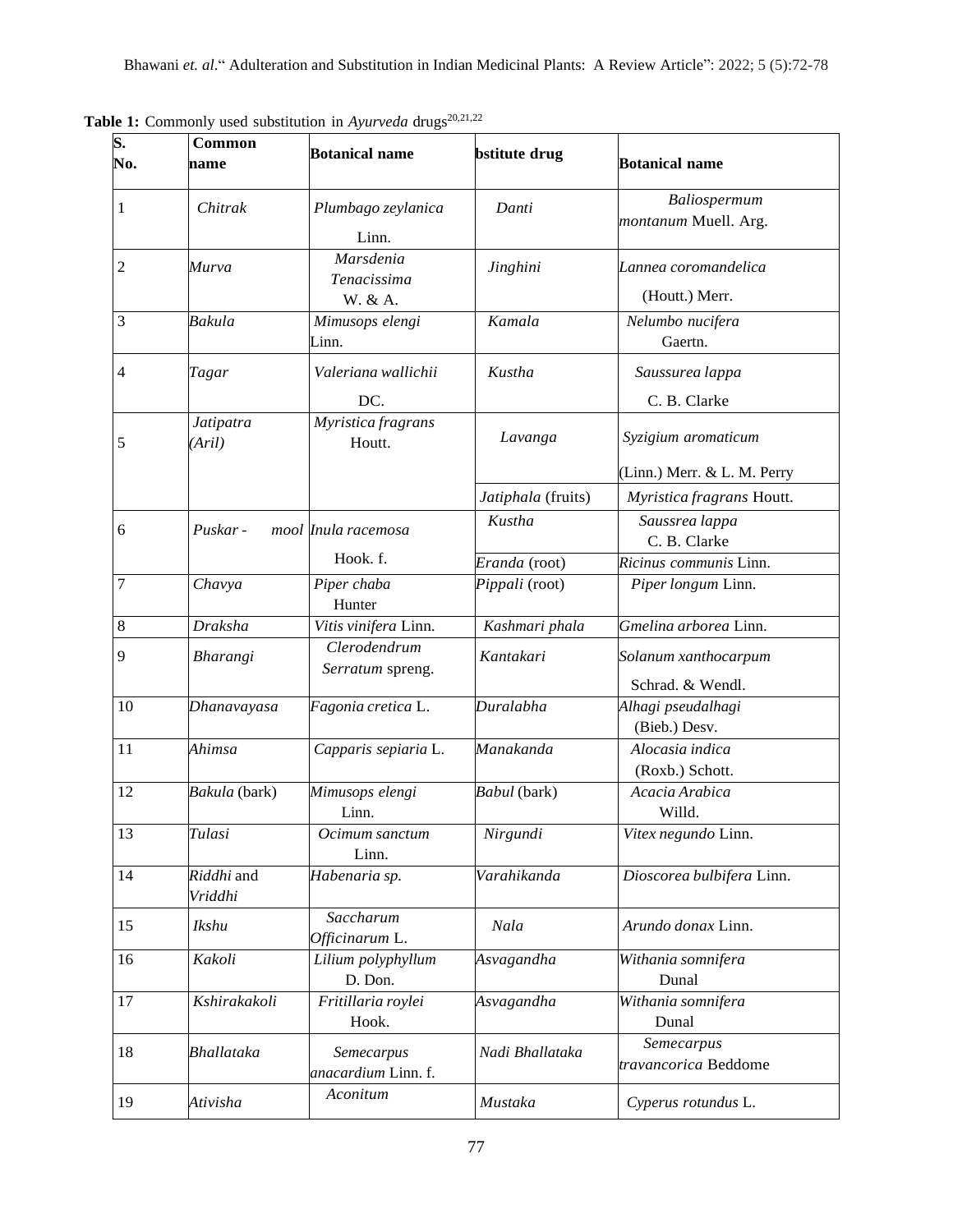**Table 1:** Commonly used substitution in *Ayurveda* drugs[20,21,22]

| S. No. | Common name | Botanical name | bstitute drug | Botanical name |
|---|---|---|---|---|
| 1 | *Chitrak* | *Plumbago zeylanica* Linn. | *Danti* | *Baliospermum montanum* Muell. Arg. |
| 2 | *Murva* | *Marsdenia Tenacissima* W. & A. | *Jinghini* | *Lannea coromandelica* (Houtt.) Merr. |
| 3 | *Bakula* | *Mimusops elengi* Linn. | *Kamala* | *Nelumbo nucifera* Gaertn. |
| 4 | *Tagar* | *Valeriana wallichii* DC. | *Kustha* | *Saussurea lappa* C. B. Clarke |
| 5 | *Jatipatra (Aril)* | *Myristica fragrans* Houtt. | *Lavanga* | *Syzigium aromaticum* (Linn.) Merr. & L. M. Perry |
| | | | *Jatiphala* (fruits) | *Myristica fragrans* Houtt. |
| 6 | *Puskar - mool* | *Inula racemosa* Hook. f. | *Kustha* | *Saussrea lappa* C. B. Clarke |
| | | | *Eranda* (root) | *Ricinus communis* Linn. |
| 7 | *Chavya* | *Piper chaba* Hunter | *Pippali* (root) | *Piper longum* Linn. |
| 8 | *Draksha* | *Vitis vinifera* Linn. | *Kashmari phala* | *Gmelina arborea* Linn. |
| 9 | *Bharangi* | *Clerodendrum Serratum* spreng. | *Kantakari* | *Solanum xanthocarpum* Schrad. & Wendl. |
| 10 | *Dhanavayasa* | *Fagonia cretica* L. | *Duralabha* | *Alhagi pseudalhagi* (Bieb.) Desv. |
| 11 | *Ahimsa* | *Capparis sepiaria* L. | *Manakanda* | *Alocasia indica* (Roxb.) Schott. |
| 12 | *Bakula* (bark) | *Mimusops elengi* Linn. | *Babul* (bark) | *Acacia Arabica* Willd. |
| 13 | *Tulasi* | *Ocimum sanctum* Linn. | *Nirgundi* | *Vitex negundo* Linn. |
| 14 | *Riddhi* and *Vriddhi* | *Habenaria sp.* | *Varahikanda* | *Dioscorea bulbifera* Linn. |
| 15 | *Ikshu* | *Saccharum Officinarum* L. | *Nala* | *Arundo donax* Linn. |
| 16 | *Kakoli* | *Lilium polyphyllum* D. Don. | *Asvagandha* | *Withania somnifera* Dunal |
| 17 | *Kshirakakoli* | *Fritillaria roylei* Hook. | *Asvagandha* | *Withania somnifera* Dunal |
| 18 | *Bhallataka* | *Semecarpus anacardium* Linn. f. | *Nadi Bhallataka* | *Semecarpus travancorica* Beddome |
| 19 | *Ativisha* | *Aconitum* | *Mustaka* | *Cyperus rotundus* L. |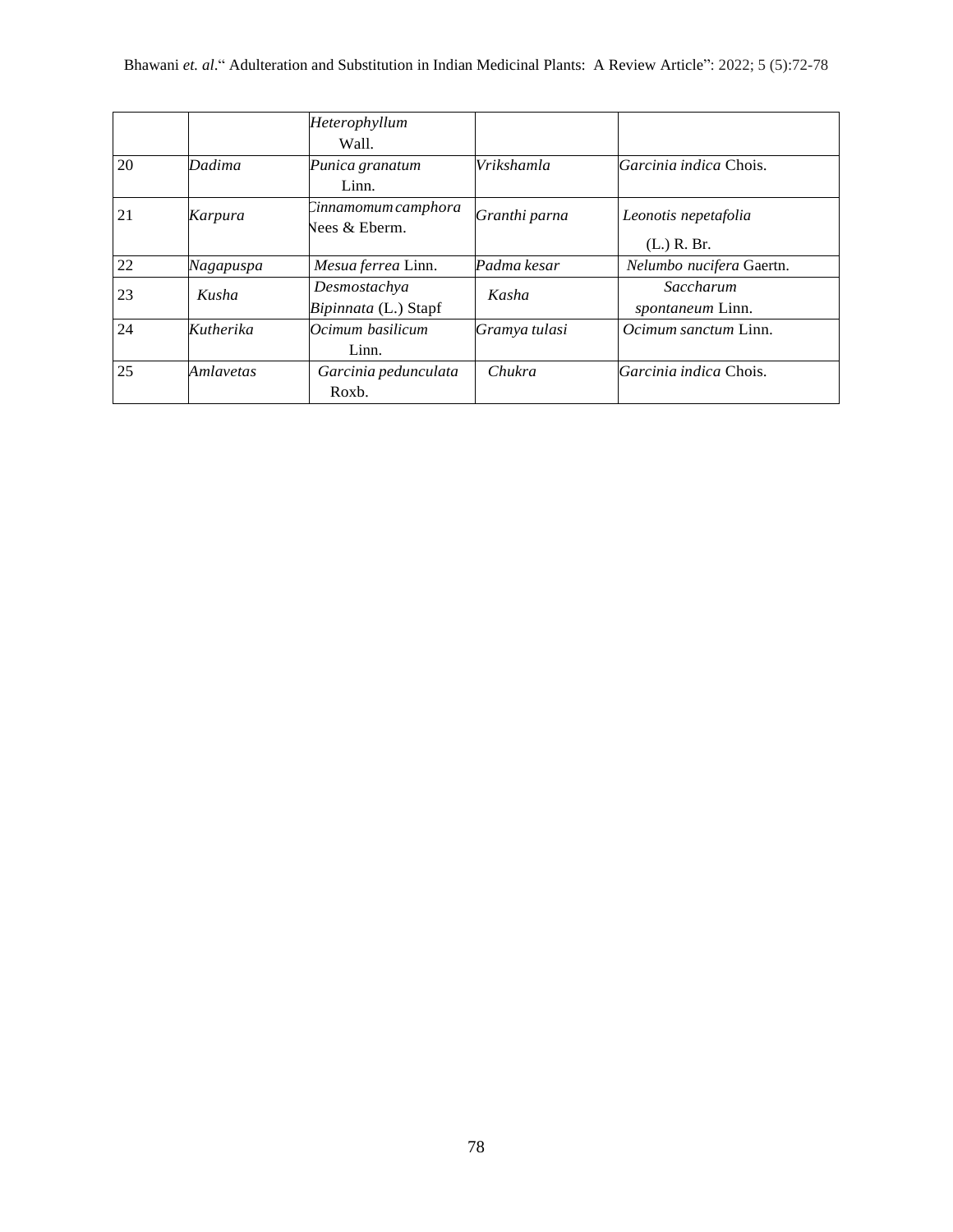| | | | | |
|---|---|---|---|---|
| | | *Heterophyllum* Wall. | | |
| 20 | *Dadima* | *Punica granatum* Linn. | *Vrikshamla* | *Garcinia indica* Chois. |
| 21 | *Karpura* | *Cinnamomum camphora* Nees & Eberm. | *Granthi parna* | *Leonotis nepetafolia* (L.) R. Br. |
| 22 | *Nagapuspa* | *Mesua ferrea* Linn. | *Padma kesar* | *Nelumbo nucifera* Gaertn. |
| 23 | *Kusha* | *Desmostachya Bipinnata* (L.) Stapf | *Kasha* | *Saccharum spontaneum* Linn. |
| 24 | *Kutherika* | *Ocimum basilicum* Linn. | *Gramya tulasi* | *Ocimum sanctum* Linn. |
| 25 | *Amlavetas* | *Garcinia pedunculata* Roxb. | *Chukra* | *Garcinia indica* Chois. |